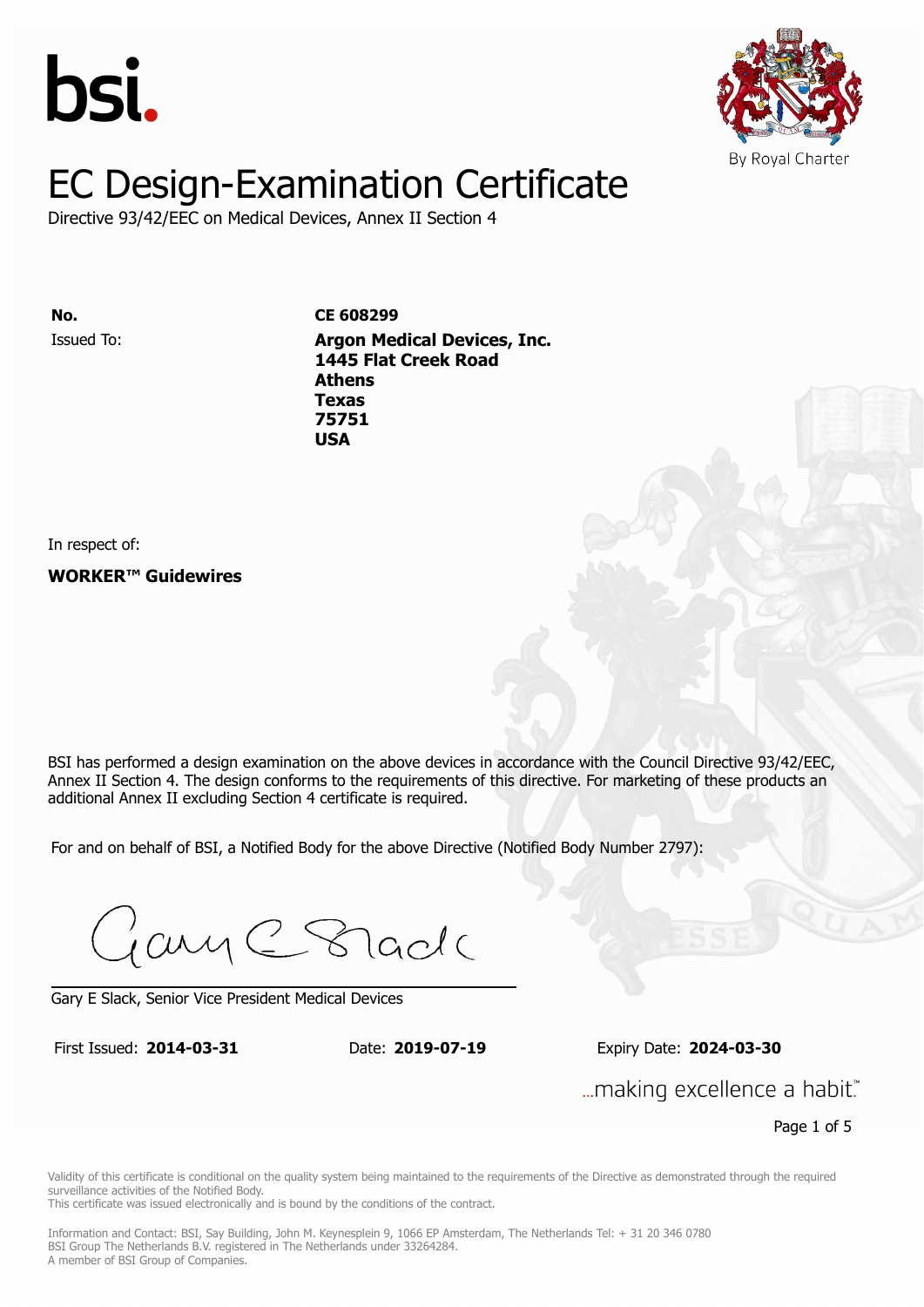bsi.

By Royal Charter

# EC Design-Examination Certificate

Directive 93/42/EEC on Medical Devices, Annex II Section 4

**No.** **CE 608299**

Issued To: **Argon Medical Devices, Inc.**
**1445 Flat Creek Road**
**Athens**
**Texas**
**75751**
**USA**

In respect of:

**WORKER™ Guidewires**

BSI has performed a design examination on the above devices in accordance with the Council Directive 93/42/EEC, Annex II Section 4. The design conforms to the requirements of this directive. For marketing of these products an additional Annex II excluding Section 4 certificate is required.

For and on behalf of BSI, a Notified Body for the above Directive (Notified Body Number 2797):

Gary E Slack, Senior Vice President Medical Devices

First Issued: **2014-03-31** Date: **2019-07-19** Expiry Date: **2024-03-30**

...making excellence a habit.™

Validity of this certificate is conditional on the quality system being maintained to the requirements of the Directive as demonstrated through the required surveillance activities of the Notified Body.
This certificate was issued electronically and is bound by the conditions of the contract.

Information and Contact: BSI, Say Building, John M. Keynesplein 9, 1066 EP Amsterdam, The Netherlands Tel: + 31 20 346 0780
BSI Group The Netherlands B.V. registered in The Netherlands under 33264284.
A member of BSI Group of Companies.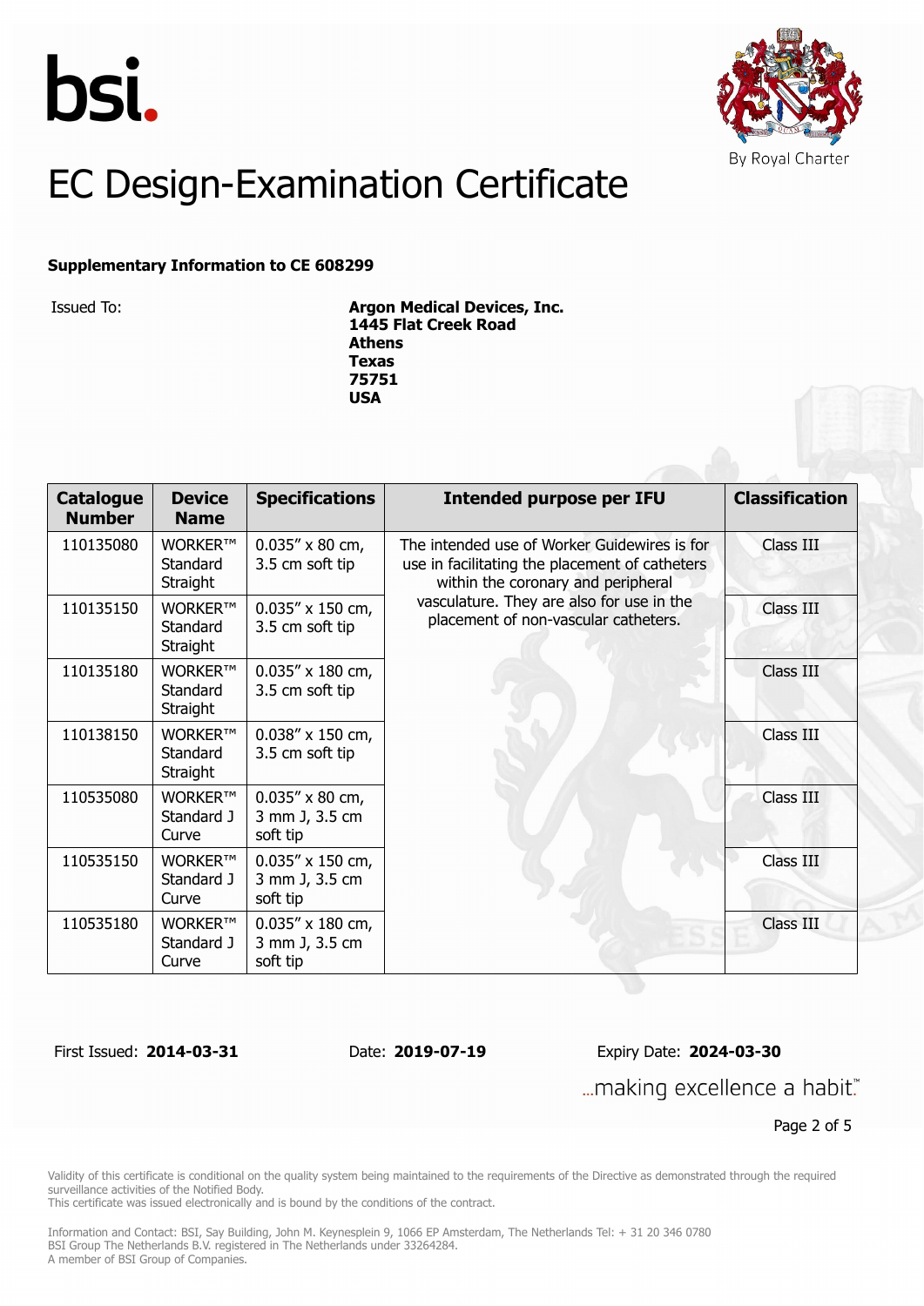bsi.

By Royal Charter

# EC Design-Examination Certificate

**Supplementary Information to CE 608299**

Issued To: **Argon Medical Devices, Inc.**
**1445 Flat Creek Road**
**Athens**
**Texas**
**75751**
**USA**

| Catalogue Number | Device Name | Specifications | Intended purpose per IFU | Classification |
|---|---|---|---|---|
| 110135080 | WORKER™ Standard Straight | 0.035" x 80 cm, 3.5 cm soft tip | The intended use of Worker Guidewires is for use in facilitating the placement of catheters within the coronary and peripheral vasculature. They are also for use in the placement of non-vascular catheters. | Class III |
| 110135150 | WORKER™ Standard Straight | 0.035" x 150 cm, 3.5 cm soft tip | | Class III |
| 110135180 | WORKER™ Standard Straight | 0.035" x 180 cm, 3.5 cm soft tip | | Class III |
| 110138150 | WORKER™ Standard Straight | 0.038" x 150 cm, 3.5 cm soft tip | | Class III |
| 110535080 | WORKER™ Standard J Curve | 0.035" x 80 cm, 3 mm J, 3.5 cm soft tip | | Class III |
| 110535150 | WORKER™ Standard J Curve | 0.035" x 150 cm, 3 mm J, 3.5 cm soft tip | | Class III |
| 110535180 | WORKER™ Standard J Curve | 0.035" x 180 cm, 3 mm J, 3.5 cm soft tip | | Class III |

First Issued: **2014-03-31** Date: **2019-07-19** Expiry Date: **2024-03-30**

...making excellence a habit.™

Validity of this certificate is conditional on the quality system being maintained to the requirements of the Directive as demonstrated through the required surveillance activities of the Notified Body.
This certificate was issued electronically and is bound by the conditions of the contract.

Information and Contact: BSI, Say Building, John M. Keynesplein 9, 1066 EP Amsterdam, The Netherlands Tel: + 31 20 346 0780
BSI Group The Netherlands B.V. registered in The Netherlands under 33264284.
A member of BSI Group of Companies.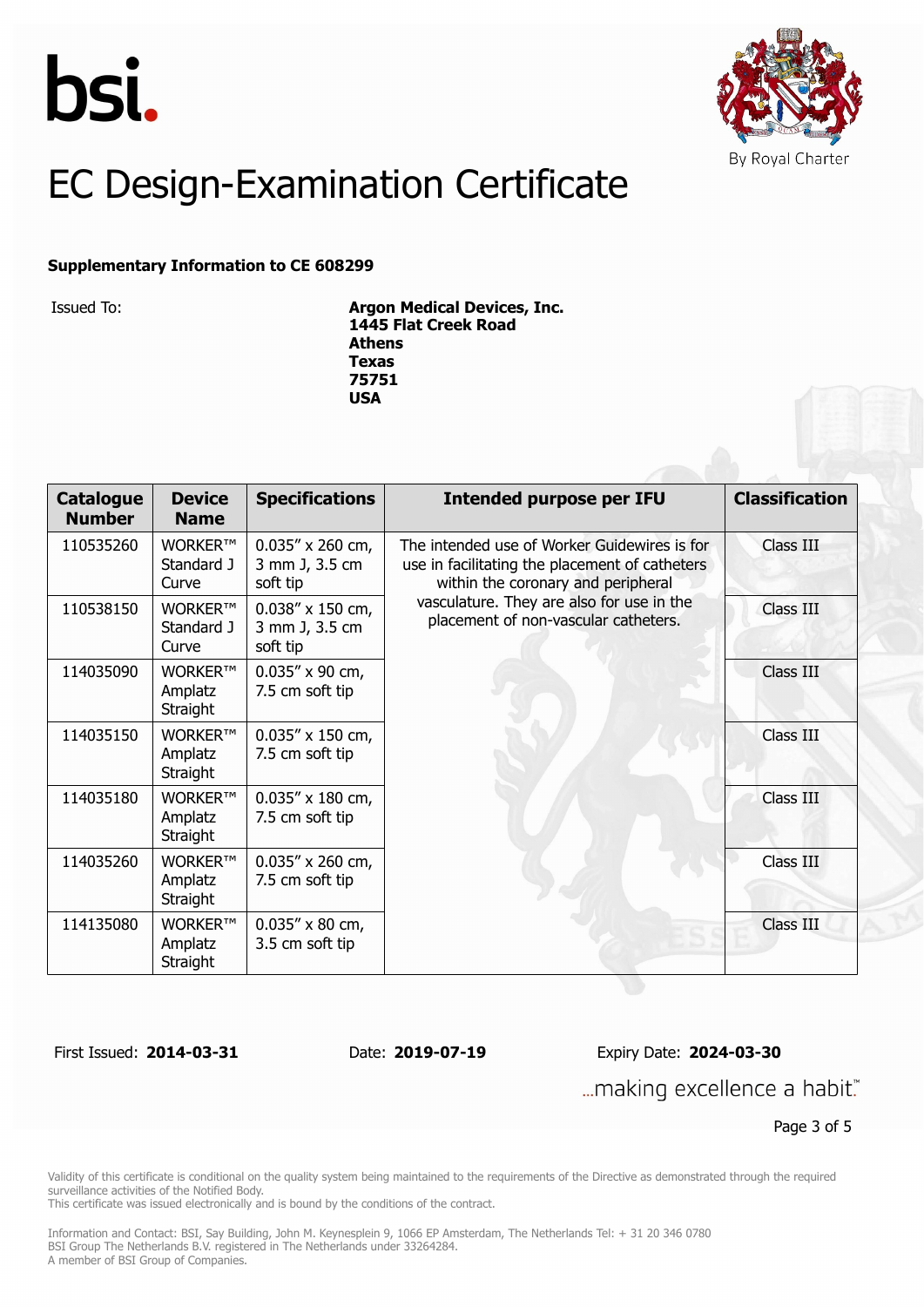bsi.

By Royal Charter

# EC Design-Examination Certificate

**Supplementary Information to CE 608299**

Issued To: **Argon Medical Devices, Inc.**
**1445 Flat Creek Road**
**Athens**
**Texas**
**75751**
**USA**

| Catalogue Number | Device Name | Specifications | Intended purpose per IFU | Classification |
|---|---|---|---|---|
| 110535260 | WORKER™ Standard J Curve | 0.035″ x 260 cm, 3 mm J, 3.5 cm soft tip | The intended use of Worker Guidewires is for use in facilitating the placement of catheters within the coronary and peripheral vasculature. They are also for use in the placement of non-vascular catheters. | Class III |
| 110538150 | WORKER™ Standard J Curve | 0.038″ x 150 cm, 3 mm J, 3.5 cm soft tip | | Class III |
| 114035090 | WORKER™ Amplatz Straight | 0.035″ x 90 cm, 7.5 cm soft tip | | Class III |
| 114035150 | WORKER™ Amplatz Straight | 0.035″ x 150 cm, 7.5 cm soft tip | | Class III |
| 114035180 | WORKER™ Amplatz Straight | 0.035″ x 180 cm, 7.5 cm soft tip | | Class III |
| 114035260 | WORKER™ Amplatz Straight | 0.035″ x 260 cm, 7.5 cm soft tip | | Class III |
| 114135080 | WORKER™ Amplatz Straight | 0.035″ x 80 cm, 3.5 cm soft tip | | Class III |

First Issued: **2014-03-31** Date: **2019-07-19** Expiry Date: **2024-03-30**

...making excellence a habit.™

Validity of this certificate is conditional on the quality system being maintained to the requirements of the Directive as demonstrated through the required surveillance activities of the Notified Body.
This certificate was issued electronically and is bound by the conditions of the contract.

Information and Contact: BSI, Say Building, John M. Keynesplein 9, 1066 EP Amsterdam, The Netherlands Tel: + 31 20 346 0780
BSI Group The Netherlands B.V. registered in The Netherlands under 33264284.
A member of BSI Group of Companies.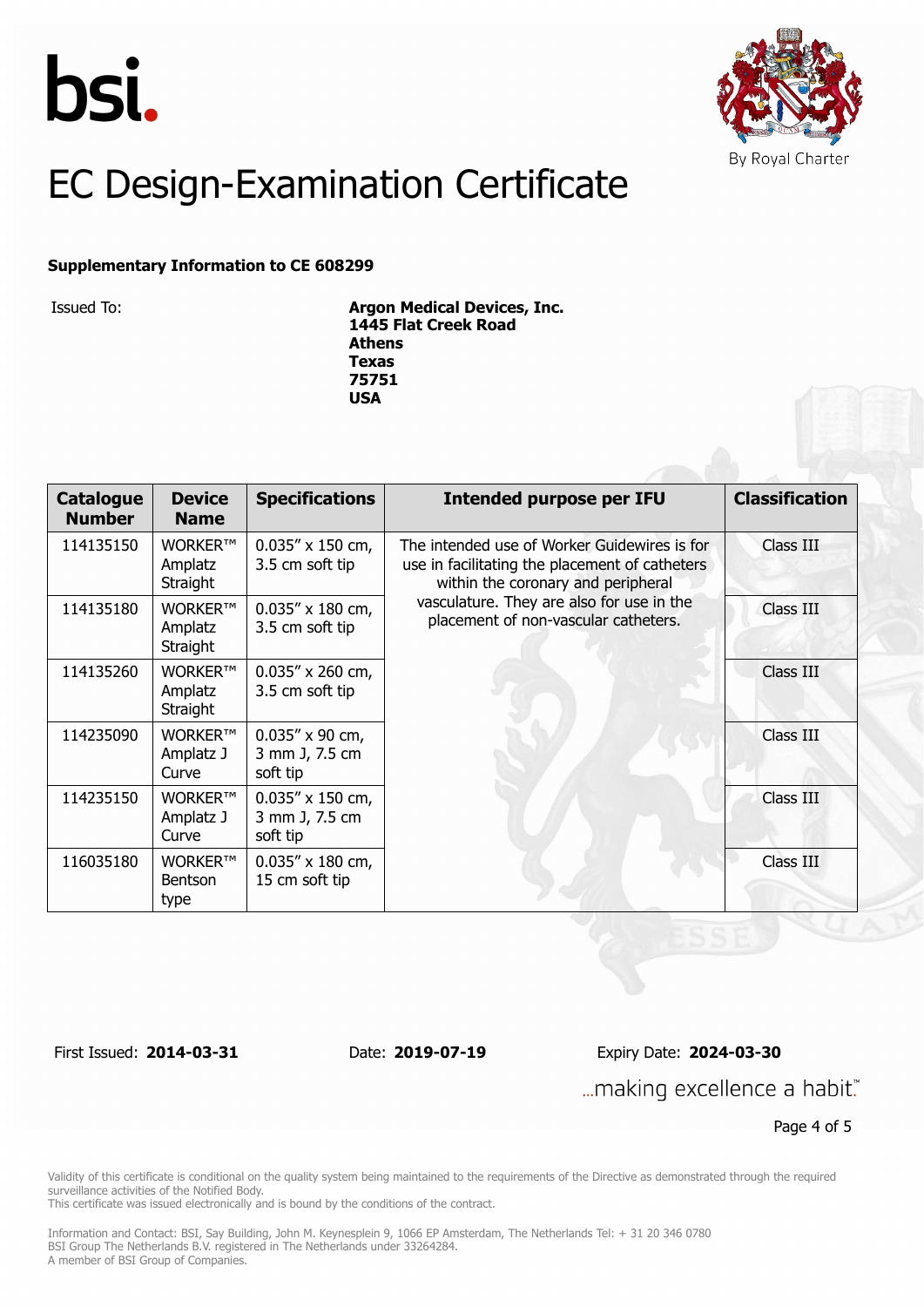bsi.

By Royal Charter

# EC Design-Examination Certificate

**Supplementary Information to CE 608299**

Issued To: **Argon Medical Devices, Inc.**
**1445 Flat Creek Road**
**Athens**
**Texas**
**75751**
**USA**

| Catalogue Number | Device Name | Specifications | Intended purpose per IFU | Classification |
|---|---|---|---|---|
| 114135150 | WORKER™ Amplatz Straight | 0.035″ x 150 cm, 3.5 cm soft tip | The intended use of Worker Guidewires is for use in facilitating the placement of catheters within the coronary and peripheral vasculature. They are also for use in the placement of non-vascular catheters. | Class III |
| 114135180 | WORKER™ Amplatz Straight | 0.035″ x 180 cm, 3.5 cm soft tip | | Class III |
| 114135260 | WORKER™ Amplatz Straight | 0.035″ x 260 cm, 3.5 cm soft tip | | Class III |
| 114235090 | WORKER™ Amplatz J Curve | 0.035″ x 90 cm, 3 mm J, 7.5 cm soft tip | | Class III |
| 114235150 | WORKER™ Amplatz J Curve | 0.035″ x 150 cm, 3 mm J, 7.5 cm soft tip | | Class III |
| 116035180 | WORKER™ Bentson type | 0.035″ x 180 cm, 15 cm soft tip | | Class III |

First Issued: **2014-03-31** Date: **2019-07-19** Expiry Date: **2024-03-30**

...making excellence a habit.™

Validity of this certificate is conditional on the quality system being maintained to the requirements of the Directive as demonstrated through the required surveillance activities of the Notified Body.
This certificate was issued electronically and is bound by the conditions of the contract.

Information and Contact: BSI, Say Building, John M. Keynesplein 9, 1066 EP Amsterdam, The Netherlands Tel: + 31 20 346 0780
BSI Group The Netherlands B.V. registered in The Netherlands under 33264284.
A member of BSI Group of Companies.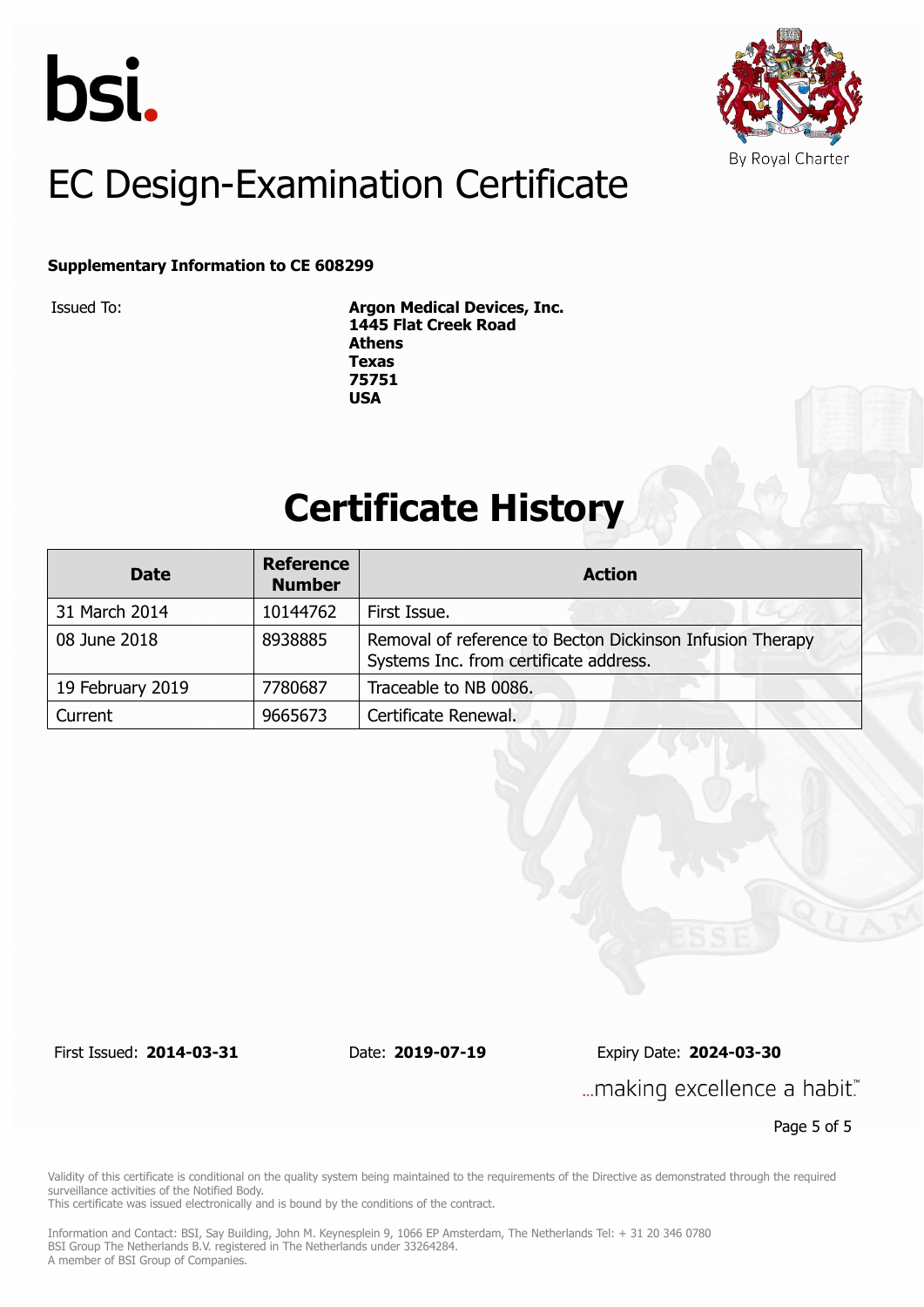bsi.

By Royal Charter

# EC Design-Examination Certificate

**Supplementary Information to CE 608299**

Issued To: **Argon Medical Devices, Inc.**
**1445 Flat Creek Road**
**Athens**
**Texas**
**75751**
**USA**

## Certificate History

| Date | Reference Number | Action |
|---|---|---|
| 31 March 2014 | 10144762 | First Issue. |
| 08 June 2018 | 8938885 | Removal of reference to Becton Dickinson Infusion Therapy Systems Inc. from certificate address. |
| 19 February 2019 | 7780687 | Traceable to NB 0086. |
| Current | 9665673 | Certificate Renewal. |

First Issued: **2014-03-31** Date: **2019-07-19** Expiry Date: **2024-03-30**

...making excellence a habit.™

Validity of this certificate is conditional on the quality system being maintained to the requirements of the Directive as demonstrated through the required surveillance activities of the Notified Body.
This certificate was issued electronically and is bound by the conditions of the contract.

Information and Contact: BSI, Say Building, John M. Keynesplein 9, 1066 EP Amsterdam, The Netherlands Tel: + 31 20 346 0780
BSI Group The Netherlands B.V. registered in The Netherlands under 33264284.
A member of BSI Group of Companies.